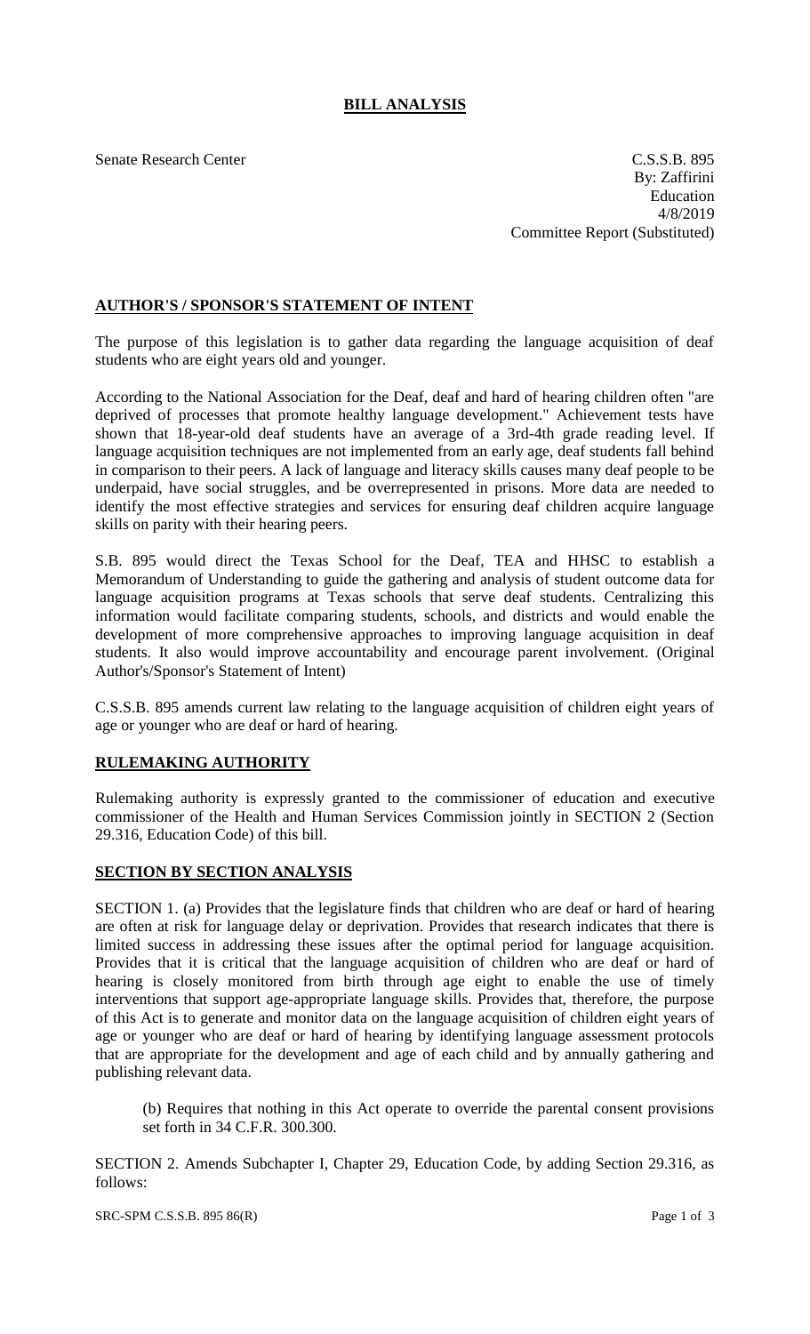# BILL ANALYSIS

Senate Research Center

C.S.S.B. 895
By: Zaffirini
Education
4/8/2019
Committee Report (Substituted)

## AUTHOR'S / SPONSOR'S STATEMENT OF INTENT

The purpose of this legislation is to gather data regarding the language acquisition of deaf students who are eight years old and younger.

According to the National Association for the Deaf, deaf and hard of hearing children often "are deprived of processes that promote healthy language development." Achievement tests have shown that 18-year-old deaf students have an average of a 3rd-4th grade reading level. If language acquisition techniques are not implemented from an early age, deaf students fall behind in comparison to their peers. A lack of language and literacy skills causes many deaf people to be underpaid, have social struggles, and be overrepresented in prisons. More data are needed to identify the most effective strategies and services for ensuring deaf children acquire language skills on parity with their hearing peers.

S.B. 895 would direct the Texas School for the Deaf, TEA and HHSC to establish a Memorandum of Understanding to guide the gathering and analysis of student outcome data for language acquisition programs at Texas schools that serve deaf students. Centralizing this information would facilitate comparing students, schools, and districts and would enable the development of more comprehensive approaches to improving language acquisition in deaf students. It also would improve accountability and encourage parent involvement. (Original Author's/Sponsor's Statement of Intent)

C.S.S.B. 895 amends current law relating to the language acquisition of children eight years of age or younger who are deaf or hard of hearing.

## RULEMAKING AUTHORITY

Rulemaking authority is expressly granted to the commissioner of education and executive commissioner of the Health and Human Services Commission jointly in SECTION 2 (Section 29.316, Education Code) of this bill.

## SECTION BY SECTION ANALYSIS

SECTION 1. (a) Provides that the legislature finds that children who are deaf or hard of hearing are often at risk for language delay or deprivation. Provides that research indicates that there is limited success in addressing these issues after the optimal period for language acquisition. Provides that it is critical that the language acquisition of children who are deaf or hard of hearing is closely monitored from birth through age eight to enable the use of timely interventions that support age-appropriate language skills. Provides that, therefore, the purpose of this Act is to generate and monitor data on the language acquisition of children eight years of age or younger who are deaf or hard of hearing by identifying language assessment protocols that are appropriate for the development and age of each child and by annually gathering and publishing relevant data.

(b) Requires that nothing in this Act operate to override the parental consent provisions set forth in 34 C.F.R. 300.300.

SECTION 2. Amends Subchapter I, Chapter 29, Education Code, by adding Section 29.316, as follows: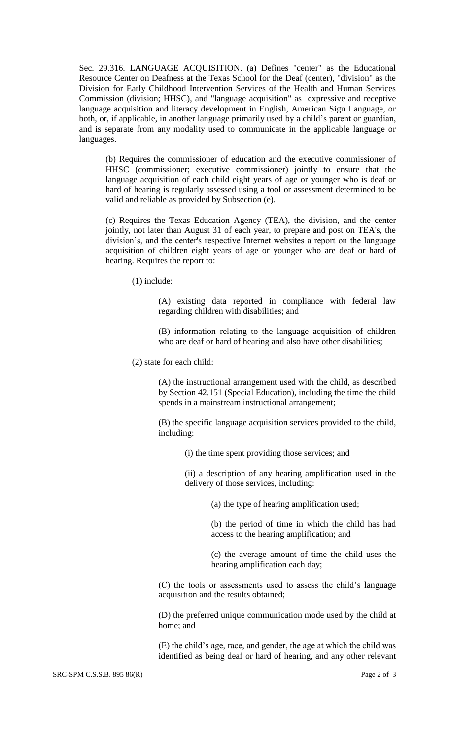Sec. 29.316. LANGUAGE ACQUISITION. (a) Defines "center" as the Educational Resource Center on Deafness at the Texas School for the Deaf (center), "division" as the Division for Early Childhood Intervention Services of the Health and Human Services Commission (division; HHSC), and "language acquisition" as expressive and receptive language acquisition and literacy development in English, American Sign Language, or both, or, if applicable, in another language primarily used by a child's parent or guardian, and is separate from any modality used to communicate in the applicable language or languages.

(b) Requires the commissioner of education and the executive commissioner of HHSC (commissioner; executive commissioner) jointly to ensure that the language acquisition of each child eight years of age or younger who is deaf or hard of hearing is regularly assessed using a tool or assessment determined to be valid and reliable as provided by Subsection (e).

(c) Requires the Texas Education Agency (TEA), the division, and the center jointly, not later than August 31 of each year, to prepare and post on TEA's, the division's, and the center's respective Internet websites a report on the language acquisition of children eight years of age or younger who are deaf or hard of hearing. Requires the report to:

(1) include:

(A) existing data reported in compliance with federal law regarding children with disabilities; and

(B) information relating to the language acquisition of children who are deaf or hard of hearing and also have other disabilities;

(2) state for each child:

(A) the instructional arrangement used with the child, as described by Section 42.151 (Special Education), including the time the child spends in a mainstream instructional arrangement;

(B) the specific language acquisition services provided to the child, including:

(i) the time spent providing those services; and

(ii) a description of any hearing amplification used in the delivery of those services, including:

(a) the type of hearing amplification used;

(b) the period of time in which the child has had access to the hearing amplification; and

(c) the average amount of time the child uses the hearing amplification each day;

(C) the tools or assessments used to assess the child's language acquisition and the results obtained;

(D) the preferred unique communication mode used by the child at home; and

(E) the child's age, race, and gender, the age at which the child was identified as being deaf or hard of hearing, and any other relevant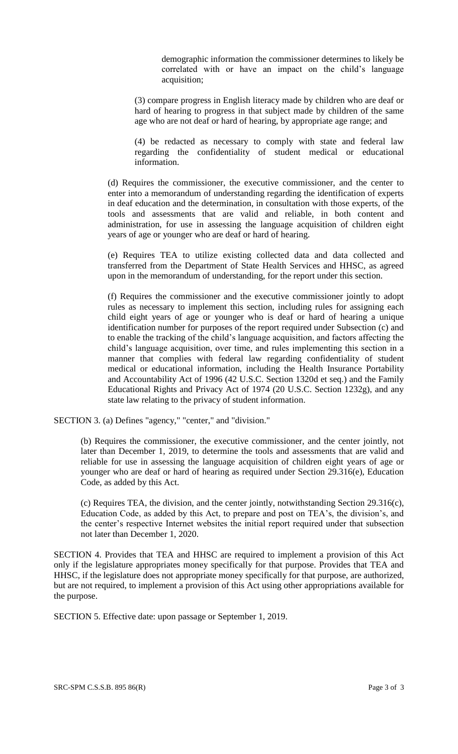demographic information the commissioner determines to likely be correlated with or have an impact on the child's language acquisition;

(3) compare progress in English literacy made by children who are deaf or hard of hearing to progress in that subject made by children of the same age who are not deaf or hard of hearing, by appropriate age range; and

(4) be redacted as necessary to comply with state and federal law regarding the confidentiality of student medical or educational information.

(d) Requires the commissioner, the executive commissioner, and the center to enter into a memorandum of understanding regarding the identification of experts in deaf education and the determination, in consultation with those experts, of the tools and assessments that are valid and reliable, in both content and administration, for use in assessing the language acquisition of children eight years of age or younger who are deaf or hard of hearing.

(e) Requires TEA to utilize existing collected data and data collected and transferred from the Department of State Health Services and HHSC, as agreed upon in the memorandum of understanding, for the report under this section.

(f) Requires the commissioner and the executive commissioner jointly to adopt rules as necessary to implement this section, including rules for assigning each child eight years of age or younger who is deaf or hard of hearing a unique identification number for purposes of the report required under Subsection (c) and to enable the tracking of the child's language acquisition, and factors affecting the child's language acquisition, over time, and rules implementing this section in a manner that complies with federal law regarding confidentiality of student medical or educational information, including the Health Insurance Portability and Accountability Act of 1996 (42 U.S.C. Section 1320d et seq.) and the Family Educational Rights and Privacy Act of 1974 (20 U.S.C. Section 1232g), and any state law relating to the privacy of student information.

SECTION 3. (a) Defines "agency," "center," and "division."

(b) Requires the commissioner, the executive commissioner, and the center jointly, not later than December 1, 2019, to determine the tools and assessments that are valid and reliable for use in assessing the language acquisition of children eight years of age or younger who are deaf or hard of hearing as required under Section 29.316(e), Education Code, as added by this Act.

(c) Requires TEA, the division, and the center jointly, notwithstanding Section 29.316(c), Education Code, as added by this Act, to prepare and post on TEA's, the division's, and the center's respective Internet websites the initial report required under that subsection not later than December 1, 2020.

SECTION 4. Provides that TEA and HHSC are required to implement a provision of this Act only if the legislature appropriates money specifically for that purpose. Provides that TEA and HHSC, if the legislature does not appropriate money specifically for that purpose, are authorized, but are not required, to implement a provision of this Act using other appropriations available for the purpose.

SECTION 5. Effective date: upon passage or September 1, 2019.